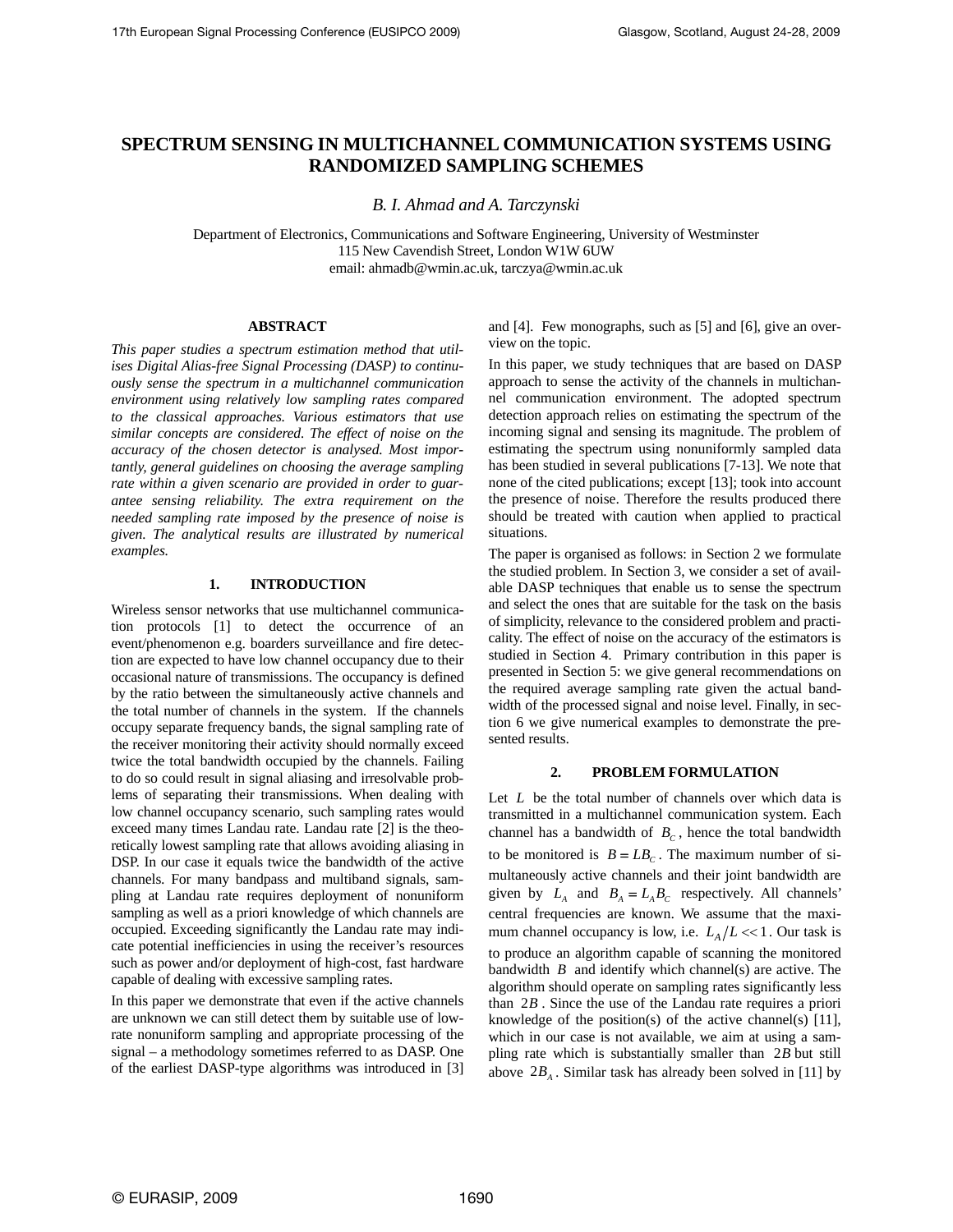# SPECTRUM SENSING IN MULTICHANNEL COMMUNICATION SYSTEMS USING RANDOMIZED SAMPLING SCHEMES

*B. I. Ahmad and A. Tarczynski*

Department of Electronics, Communications and Software Engineering, University of Westminster
115 New Cavendish Street, London W1W 6UW
email: ahmadb@wmin.ac.uk, tarczya@wmin.ac.uk

## ABSTRACT

*This paper studies a spectrum estimation method that utilises Digital Alias-free Signal Processing (DASP) to continuously sense the spectrum in a multichannel communication environment using relatively low sampling rates compared to the classical approaches. Various estimators that use similar concepts are considered. The effect of noise on the accuracy of the chosen detector is analysed. Most importantly, general guidelines on choosing the average sampling rate within a given scenario are provided in order to guarantee sensing reliability. The extra requirement on the needed sampling rate imposed by the presence of noise is given. The analytical results are illustrated by numerical examples.*

## 1. INTRODUCTION

Wireless sensor networks that use multichannel communication protocols [1] to detect the occurrence of an event/phenomenon e.g. boarders surveillance and fire detection are expected to have low channel occupancy due to their occasional nature of transmissions. The occupancy is defined by the ratio between the simultaneously active channels and the total number of channels in the system. If the channels occupy separate frequency bands, the signal sampling rate of the receiver monitoring their activity should normally exceed twice the total bandwidth occupied by the channels. Failing to do so could result in signal aliasing and irresolvable problems of separating their transmissions. When dealing with low channel occupancy scenario, such sampling rates would exceed many times Landau rate. Landau rate [2] is the theoretically lowest sampling rate that allows avoiding aliasing in DSP. In our case it equals twice the bandwidth of the active channels. For many bandpass and multiband signals, sampling at Landau rate requires deployment of nonuniform sampling as well as a priori knowledge of which channels are occupied. Exceeding significantly the Landau rate may indicate potential inefficiencies in using the receiver's resources such as power and/or deployment of high-cost, fast hardware capable of dealing with excessive sampling rates.

In this paper we demonstrate that even if the active channels are unknown we can still detect them by suitable use of low-rate nonuniform sampling and appropriate processing of the signal – a methodology sometimes referred to as DASP. One of the earliest DASP-type algorithms was introduced in [3] and [4]. Few monographs, such as [5] and [6], give an overview on the topic.

In this paper, we study techniques that are based on DASP approach to sense the activity of the channels in multichannel communication environment. The adopted spectrum detection approach relies on estimating the spectrum of the incoming signal and sensing its magnitude. The problem of estimating the spectrum using nonuniformly sampled data has been studied in several publications [7-13]. We note that none of the cited publications; except [13]; took into account the presence of noise. Therefore the results produced there should be treated with caution when applied to practical situations.

The paper is organised as follows: in Section 2 we formulate the studied problem. In Section 3, we consider a set of available DASP techniques that enable us to sense the spectrum and select the ones that are suitable for the task on the basis of simplicity, relevance to the considered problem and practicality. The effect of noise on the accuracy of the estimators is studied in Section 4. Primary contribution in this paper is presented in Section 5: we give general recommendations on the required average sampling rate given the actual bandwidth of the processed signal and noise level. Finally, in section 6 we give numerical examples to demonstrate the presented results.

## 2. PROBLEM FORMULATION

Let $L$ be the total number of channels over which data is transmitted in a multichannel communication system. Each channel has a bandwidth of $B_C$, hence the total bandwidth to be monitored is $B = LB_C$. The maximum number of simultaneously active channels and their joint bandwidth are given by $L_A$ and $B_A = L_A B_C$ respectively. All channels' central frequencies are known. We assume that the maximum channel occupancy is low, i.e. $L_A/L << 1$. Our task is to produce an algorithm capable of scanning the monitored bandwidth $B$ and identify which channel(s) are active. The algorithm should operate on sampling rates significantly less than $2B$. Since the use of the Landau rate requires a priori knowledge of the position(s) of the active channel(s) [11], which in our case is not available, we aim at using a sampling rate which is substantially smaller than $2B$ but still above $2B_A$. Similar task has already been solved in [11] by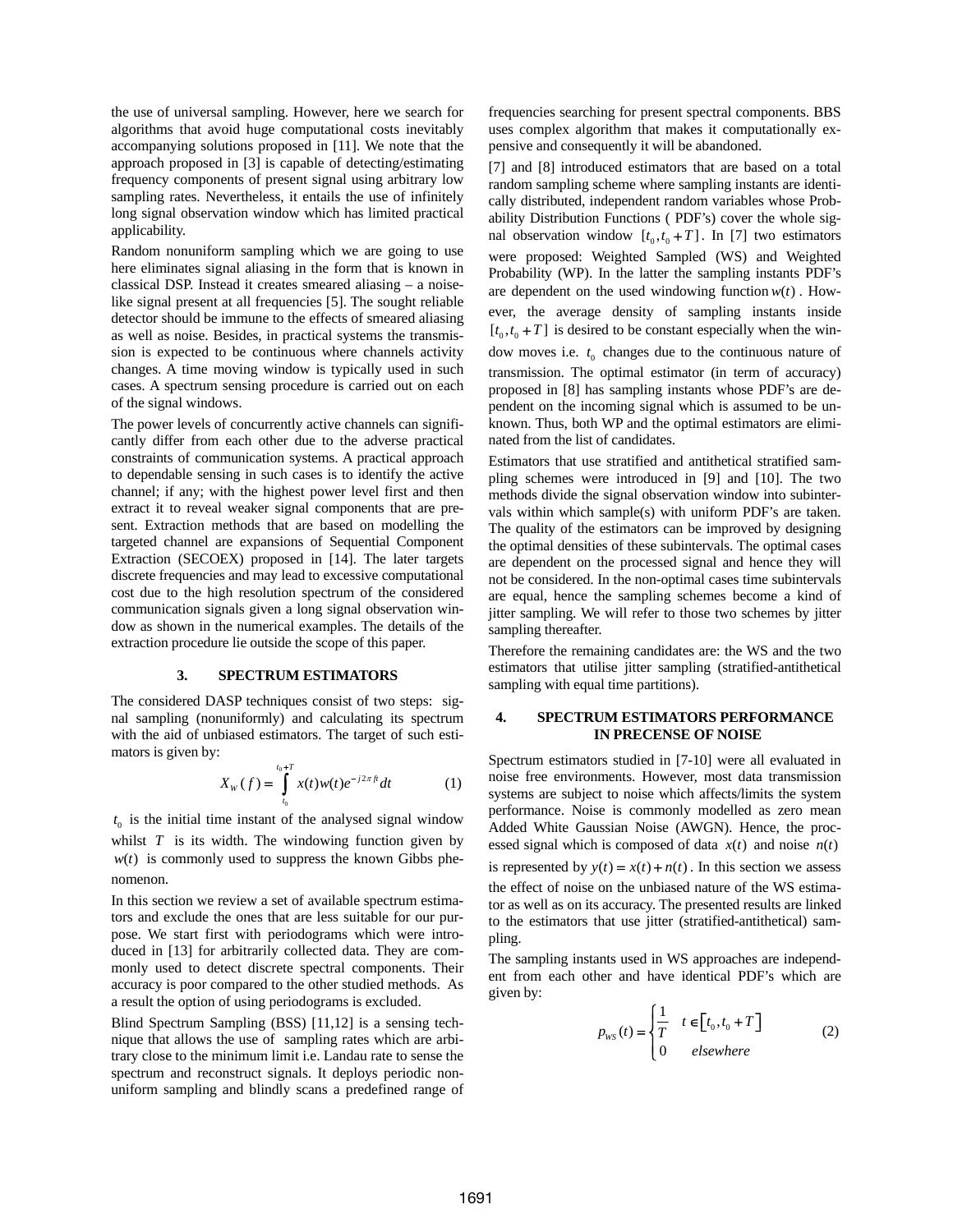the use of universal sampling. However, here we search for algorithms that avoid huge computational costs inevitably accompanying solutions proposed in [11]. We note that the approach proposed in [3] is capable of detecting/estimating frequency components of present signal using arbitrary low sampling rates. Nevertheless, it entails the use of infinitely long signal observation window which has limited practical applicability.

Random nonuniform sampling which we are going to use here eliminates signal aliasing in the form that is known in classical DSP. Instead it creates smeared aliasing – a noise-like signal present at all frequencies [5]. The sought reliable detector should be immune to the effects of smeared aliasing as well as noise. Besides, in practical systems the transmission is expected to be continuous where channels activity changes. A time moving window is typically used in such cases. A spectrum sensing procedure is carried out on each of the signal windows.

The power levels of concurrently active channels can significantly differ from each other due to the adverse practical constraints of communication systems. A practical approach to dependable sensing in such cases is to identify the active channel; if any; with the highest power level first and then extract it to reveal weaker signal components that are present. Extraction methods that are based on modelling the targeted channel are expansions of Sequential Component Extraction (SECOEX) proposed in [14]. The later targets discrete frequencies and may lead to excessive computational cost due to the high resolution spectrum of the considered communication signals given a long signal observation window as shown in the numerical examples. The details of the extraction procedure lie outside the scope of this paper.

## 3. SPECTRUM ESTIMATORS

The considered DASP techniques consist of two steps: signal sampling (nonuniformly) and calculating its spectrum with the aid of unbiased estimators. The target of such estimators is given by:

$$X_W(f) = \int_{t_0}^{t_0+T} x(t)w(t)e^{-j2\pi ft}dt \qquad (1)$$

$t_0$ is the initial time instant of the analysed signal window whilst $T$ is its width. The windowing function given by $w(t)$ is commonly used to suppress the known Gibbs phenomenon.

In this section we review a set of available spectrum estimators and exclude the ones that are less suitable for our purpose. We start first with periodograms which were introduced in [13] for arbitrarily collected data. They are commonly used to detect discrete spectral components. Their accuracy is poor compared to the other studied methods. As a result the option of using periodograms is excluded.

Blind Spectrum Sampling (BSS) [11,12] is a sensing technique that allows the use of sampling rates which are arbitrary close to the minimum limit i.e. Landau rate to sense the spectrum and reconstruct signals. It deploys periodic nonuniform sampling and blindly scans a predefined range of frequencies searching for present spectral components. BBS uses complex algorithm that makes it computationally expensive and consequently it will be abandoned.

[7] and [8] introduced estimators that are based on a total random sampling scheme where sampling instants are identically distributed, independent random variables whose Probability Distribution Functions ( PDF's) cover the whole signal observation window $[t_0, t_0+T]$. In [7] two estimators were proposed: Weighted Sampled (WS) and Weighted Probability (WP). In the latter the sampling instants PDF's are dependent on the used windowing function $w(t)$. However, the average density of sampling instants inside $[t_0, t_0+T]$ is desired to be constant especially when the window moves i.e. $t_0$ changes due to the continuous nature of transmission. The optimal estimator (in term of accuracy) proposed in [8] has sampling instants whose PDF's are dependent on the incoming signal which is assumed to be unknown. Thus, both WP and the optimal estimators are eliminated from the list of candidates.

Estimators that use stratified and antithetical stratified sampling schemes were introduced in [9] and [10]. The two methods divide the signal observation window into subintervals within which sample(s) with uniform PDF's are taken. The quality of the estimators can be improved by designing the optimal densities of these subintervals. The optimal cases are dependent on the processed signal and hence they will not be considered. In the non-optimal cases time subintervals are equal, hence the sampling schemes become a kind of jitter sampling. We will refer to those two schemes by jitter sampling thereafter.

Therefore the remaining candidates are: the WS and the two estimators that utilise jitter sampling (stratified-antithetical sampling with equal time partitions).

## 4. SPECTRUM ESTIMATORS PERFORMANCE IN PRECENSE OF NOISE

Spectrum estimators studied in [7-10] were all evaluated in noise free environments. However, most data transmission systems are subject to noise which affects/limits the system performance. Noise is commonly modelled as zero mean Added White Gaussian Noise (AWGN). Hence, the processed signal which is composed of data $x(t)$ and noise $n(t)$ is represented by $y(t) = x(t) + n(t)$. In this section we assess the effect of noise on the unbiased nature of the WS estimator as well as on its accuracy. The presented results are linked to the estimators that use jitter (stratified-antithetical) sampling.

The sampling instants used in WS approaches are independent from each other and have identical PDF's which are given by:

$$p_{WS}(t) = \begin{cases} \frac{1}{T} & t \in [t_0, t_0+T] \\ 0 & elsewhere \end{cases} \qquad (2)$$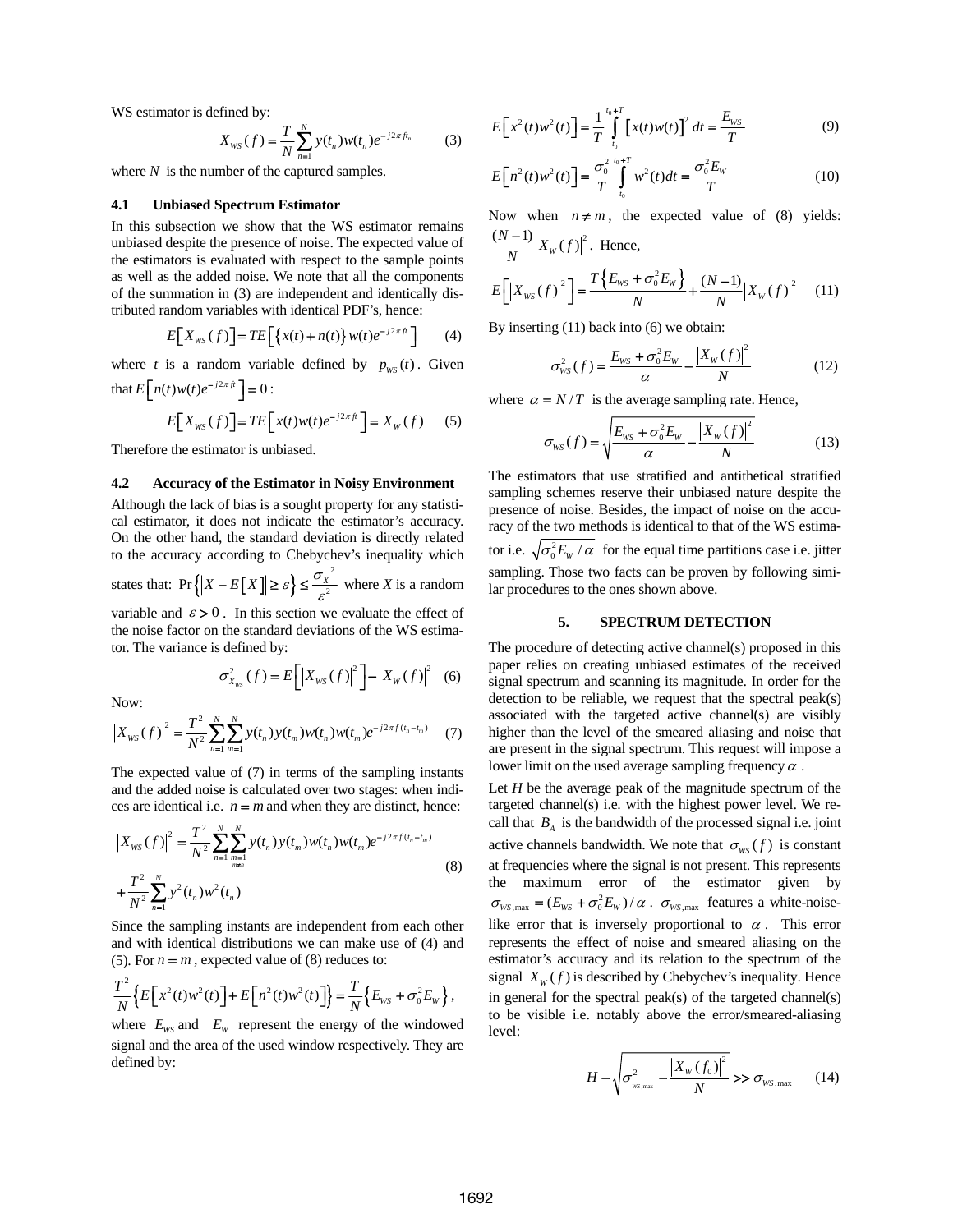WS estimator is defined by:

$$X_{WS}(f) = \frac{T}{N}\sum_{n=1}^{N} y(t_n)w(t_n)e^{-j2\pi f t_n} \qquad (3)$$

where $N$ is the number of the captured samples.

### 4.1 Unbiased Spectrum Estimator

In this subsection we show that the WS estimator remains unbiased despite the presence of noise. The expected value of the estimators is evaluated with respect to the sample points as well as the added noise. We note that all the components of the summation in (3) are independent and identically distributed random variables with identical PDF's, hence:

$$E\left[X_{WS}(f)\right] = TE\left[\{x(t)+n(t)\}w(t)e^{-j2\pi ft}\right] \qquad (4)$$

where $t$ is a random variable defined by $p_{WS}(t)$. Given that $E\left[n(t)w(t)e^{-j2\pi ft}\right] = 0$:

$$E\left[X_{WS}(f)\right] = TE\left[x(t)w(t)e^{-j2\pi ft}\right] = X_W(f) \qquad (5)$$

Therefore the estimator is unbiased.

### 4.2 Accuracy of the Estimator in Noisy Environment

Although the lack of bias is a sought property for any statistical estimator, it does not indicate the estimator's accuracy. On the other hand, the standard deviation is directly related to the accuracy according to Chebychev's inequality which states that: $\Pr\left\{\left|X - E[X]\right| \ge \varepsilon\right\} \le \frac{\sigma_X^{\;2}}{\varepsilon^2}$ where $X$ is a random variable and $\varepsilon > 0$. In this section we evaluate the effect of the noise factor on the standard deviations of the WS estimator. The variance is defined by:

$$\sigma^2_{X_{WS}}(f) = E\left[\left|X_{WS}(f)\right|^2\right] - \left|X_W(f)\right|^2 \qquad (6)$$

Now:

$$\left|X_{WS}(f)\right|^2 = \frac{T^2}{N^2}\sum_{n=1}^{N}\sum_{m=1}^{N} y(t_n)y(t_m)w(t_n)w(t_m)e^{-j2\pi f(t_n - t_m)} \qquad (7)$$

The expected value of (7) in terms of the sampling instants and the added noise is calculated over two stages: when indices are identical i.e. $n = m$ and when they are distinct, hence:

$$\begin{aligned}\left|X_{WS}(f)\right|^2 &= \frac{T^2}{N^2}\sum_{n=1}^{N}\sum_{\substack{m=1\\ m\ne n}}^{N} y(t_n)y(t_m)w(t_n)w(t_m)e^{-j2\pi f(t_n - t_m)} \\ &+ \frac{T^2}{N^2}\sum_{n=1}^{N} y^2(t_n)w^2(t_n)\end{aligned} \qquad (8)$$

Since the sampling instants are independent from each other and with identical distributions we can make use of (4) and (5). For $n = m$, expected value of (8) reduces to:

$$\frac{T^2}{N}\left\{E\left[x^2(t)w^2(t)\right] + E\left[n^2(t)w^2(t)\right]\right\} = \frac{T}{N}\left\{E_{WS} + \sigma_0^2 E_W\right\},$$

where $E_{WS}$ and $E_W$ represent the energy of the windowed signal and the area of the used window respectively. They are defined by:

$$E\left[x^2(t)w^2(t)\right] = \frac{1}{T}\int_{t_0}^{t_0+T}\left[x(t)w(t)\right]^2 dt = \frac{E_{WS}}{T} \qquad (9)$$

$$E\left[n^2(t)w^2(t)\right] = \frac{\sigma_0^2}{T}\int_{t_0}^{t_0+T} w^2(t)dt = \frac{\sigma_0^2 E_W}{T} \qquad (10)$$

Now when $n \ne m$, the expected value of (8) yields: $\frac{(N-1)}{N}\left|X_W(f)\right|^2$. Hence,

$$E\left[\left|X_{WS}(f)\right|^2\right] = \frac{T\left\{E_{WS} + \sigma_0^2 E_W\right\}}{N} + \frac{(N-1)}{N}\left|X_W(f)\right|^2 \qquad (11)$$

By inserting (11) back into (6) we obtain:

$$\sigma^2_{WS}(f) = \frac{E_{WS} + \sigma_0^2 E_W}{\alpha} - \frac{\left|X_W(f)\right|^2}{N} \qquad (12)$$

where $\alpha = N/T$ is the average sampling rate. Hence,

$$\sigma_{WS}(f) = \sqrt{\frac{E_{WS} + \sigma_0^2 E_W}{\alpha} - \frac{\left|X_W(f)\right|^2}{N}} \qquad (13)$$

The estimators that use stratified and antithetical stratified sampling schemes reserve their unbiased nature despite the presence of noise. Besides, the impact of noise on the accuracy of the two methods is identical to that of the WS estimator i.e. $\sqrt{\sigma_0^2 E_W/\alpha}$ for the equal time partitions case i.e. jitter sampling. Those two facts can be proven by following similar procedures to the ones shown above.

## 5. SPECTRUM DETECTION

The procedure of detecting active channel(s) proposed in this paper relies on creating unbiased estimates of the received signal spectrum and scanning its magnitude. In order for the detection to be reliable, we request that the spectral peak(s) associated with the targeted active channel(s) are visibly higher than the level of the smeared aliasing and noise that are present in the signal spectrum. This request will impose a lower limit on the used average sampling frequency $\alpha$.

Let $H$ be the average peak of the magnitude spectrum of the targeted channel(s) i.e. with the highest power level. We recall that $B_A$ is the bandwidth of the processed signal i.e. joint active channels bandwidth. We note that $\sigma_{WS}(f)$ is constant at frequencies where the signal is not present. This represents the maximum error of the estimator given by $\sigma_{WS,\max} = (E_{WS} + \sigma_0^2 E_W)/\alpha$. $\sigma_{WS,\max}$ features a white-noise-like error that is inversely proportional to $\alpha$. This error represents the effect of noise and smeared aliasing on the estimator's accuracy and its relation to the spectrum of the signal $X_W(f)$ is described by Chebychev's inequality. Hence in general for the spectral peak(s) of the targeted channel(s) to be visible i.e. notably above the error/smeared-aliasing level:

$$H - \sqrt{\sigma^2_{WS,\max} - \frac{\left|X_W(f_0)\right|^2}{N}} \gg \sigma_{WS,\max} \qquad (14)$$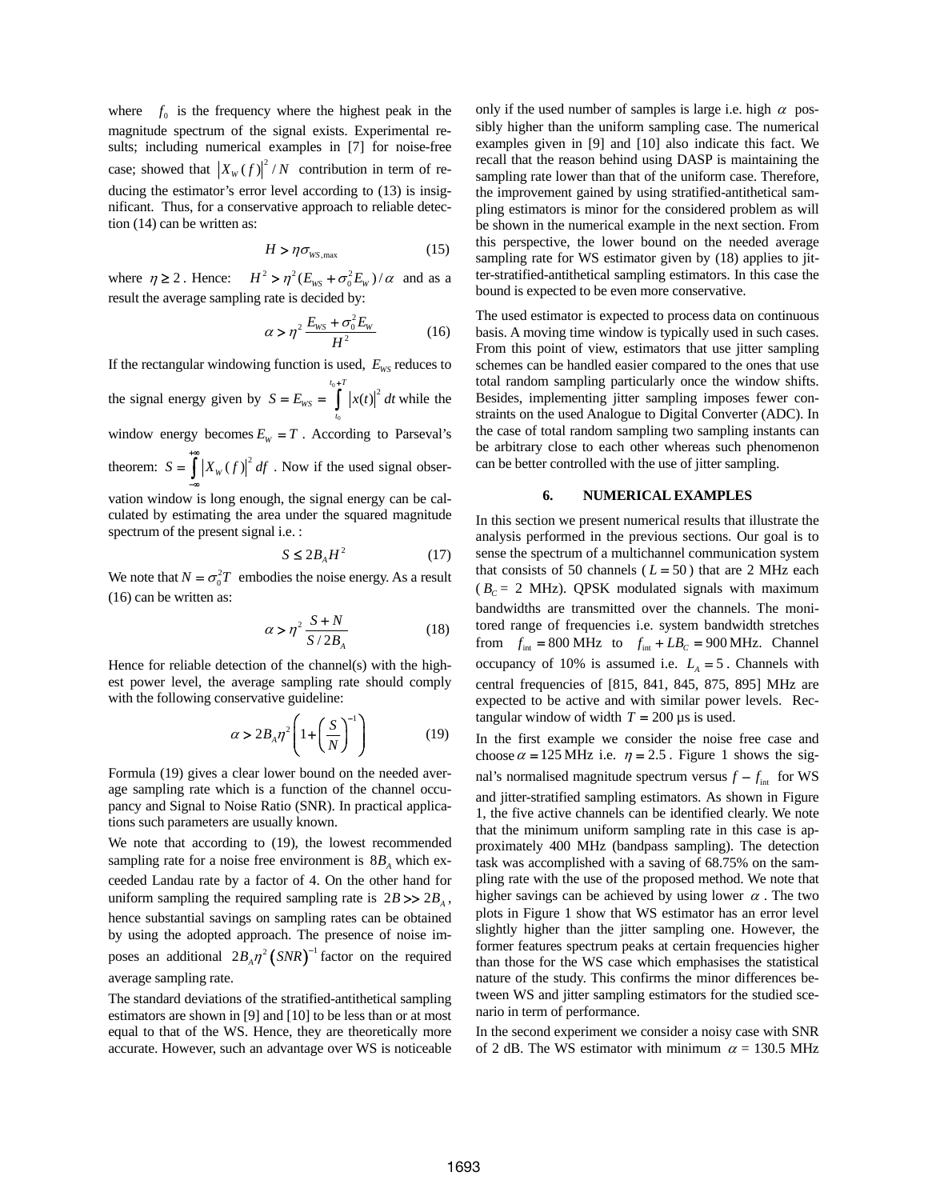where $f_0$ is the frequency where the highest peak in the magnitude spectrum of the signal exists. Experimental results; including numerical examples in [7] for noise-free case; showed that $\left|X_W(f)\right|^2/N$ contribution in term of reducing the estimator's error level according to (13) is insignificant. Thus, for a conservative approach to reliable detection (14) can be written as:

$$H > \eta \sigma_{WS,\max} \tag{15}$$

where $\eta \geq 2$. Hence: $H^2 > \eta^2 (E_{WS} + \sigma_0^2 E_W)/\alpha$ and as a result the average sampling rate is decided by:

$$\alpha > \eta^2 \frac{E_{WS} + \sigma_0^2 E_W}{H^2} \tag{16}$$

If the rectangular windowing function is used, $E_{WS}$ reduces to the signal energy given by $S = E_{WS} = \int_{t_0}^{t_0+T} \left|x(t)\right|^2 dt$ while the window energy becomes $E_W = T$. According to Parseval's theorem: $S = \int_{-\infty}^{+\infty} \left|X_W(f)\right|^2 df$. Now if the used signal observation window is long enough, the signal energy can be calculated by estimating the area under the squared magnitude spectrum of the present signal i.e. :

$$S \leq 2B_A H^2 \tag{17}$$

We note that $N = \sigma_0^2 T$ embodies the noise energy. As a result (16) can be written as:

$$\alpha > \eta^2 \frac{S+N}{S/2B_A} \tag{18}$$

Hence for reliable detection of the channel(s) with the highest power level, the average sampling rate should comply with the following conservative guideline:

$$\alpha > 2B_A \eta^2 \left(1 + \left(\frac{S}{N}\right)^{-1}\right) \tag{19}$$

Formula (19) gives a clear lower bound on the needed average sampling rate which is a function of the channel occupancy and Signal to Noise Ratio (SNR). In practical applications such parameters are usually known.

We note that according to (19), the lowest recommended sampling rate for a noise free environment is $8B_A$ which exceeded Landau rate by a factor of 4. On the other hand for uniform sampling the required sampling rate is $2B >> 2B_A$, hence substantial savings on sampling rates can be obtained by using the adopted approach. The presence of noise imposes an additional $2B_A \eta^2 \left(SNR\right)^{-1}$ factor on the required average sampling rate.

The standard deviations of the stratified-antithetical sampling estimators are shown in [9] and [10] to be less than or at most equal to that of the WS. Hence, they are theoretically more accurate. However, such an advantage over WS is noticeable only if the used number of samples is large i.e. high $\alpha$ possibly higher than the uniform sampling case. The numerical examples given in [9] and [10] also indicate this fact. We recall that the reason behind using DASP is maintaining the sampling rate lower than that of the uniform case. Therefore, the improvement gained by using stratified-antithetical sampling estimators is minor for the considered problem as will be shown in the numerical example in the next section. From this perspective, the lower bound on the needed average sampling rate for WS estimator given by (18) applies to jitter-stratified-antithetical sampling estimators. In this case the bound is expected to be even more conservative.

The used estimator is expected to process data on continuous basis. A moving time window is typically used in such cases. From this point of view, estimators that use jitter sampling schemes can be handled easier compared to the ones that use total random sampling particularly once the window shifts. Besides, implementing jitter sampling imposes fewer constraints on the used Analogue to Digital Converter (ADC). In the case of total random sampling two sampling instants can be arbitrary close to each other whereas such phenomenon can be better controlled with the use of jitter sampling.

## 6. NUMERICAL EXAMPLES

In this section we present numerical results that illustrate the analysis performed in the previous sections. Our goal is to sense the spectrum of a multichannel communication system that consists of 50 channels ($L = 50$) that are 2 MHz each ($B_C$ = 2 MHz). QPSK modulated signals with maximum bandwidths are transmitted over the channels. The monitored range of frequencies i.e. system bandwidth stretches from $f_{\text{int}} = 800$ MHz to $f_{\text{int}} + LB_C = 900$ MHz. Channel occupancy of 10% is assumed i.e. $L_A = 5$. Channels with central frequencies of [815, 841, 845, 875, 895] MHz are expected to be active and with similar power levels. Rectangular window of width $T = 200$ μs is used.

In the first example we consider the noise free case and choose $\alpha = 125$ MHz i.e. $\eta = 2.5$. Figure 1 shows the signal's normalised magnitude spectrum versus $f - f_{\text{int}}$ for WS and jitter-stratified sampling estimators. As shown in Figure 1, the five active channels can be identified clearly. We note that the minimum uniform sampling rate in this case is approximately 400 MHz (bandpass sampling). The detection task was accomplished with a saving of 68.75% on the sampling rate with the use of the proposed method. We note that higher savings can be achieved by using lower $\alpha$. The two plots in Figure 1 show that WS estimator has an error level slightly higher than the jitter sampling one. However, the former features spectrum peaks at certain frequencies higher than those for the WS case which emphasises the statistical nature of the study. This confirms the minor differences between WS and jitter sampling estimators for the studied scenario in term of performance.

In the second experiment we consider a noisy case with SNR of 2 dB. The WS estimator with minimum $\alpha$ = 130.5 MHz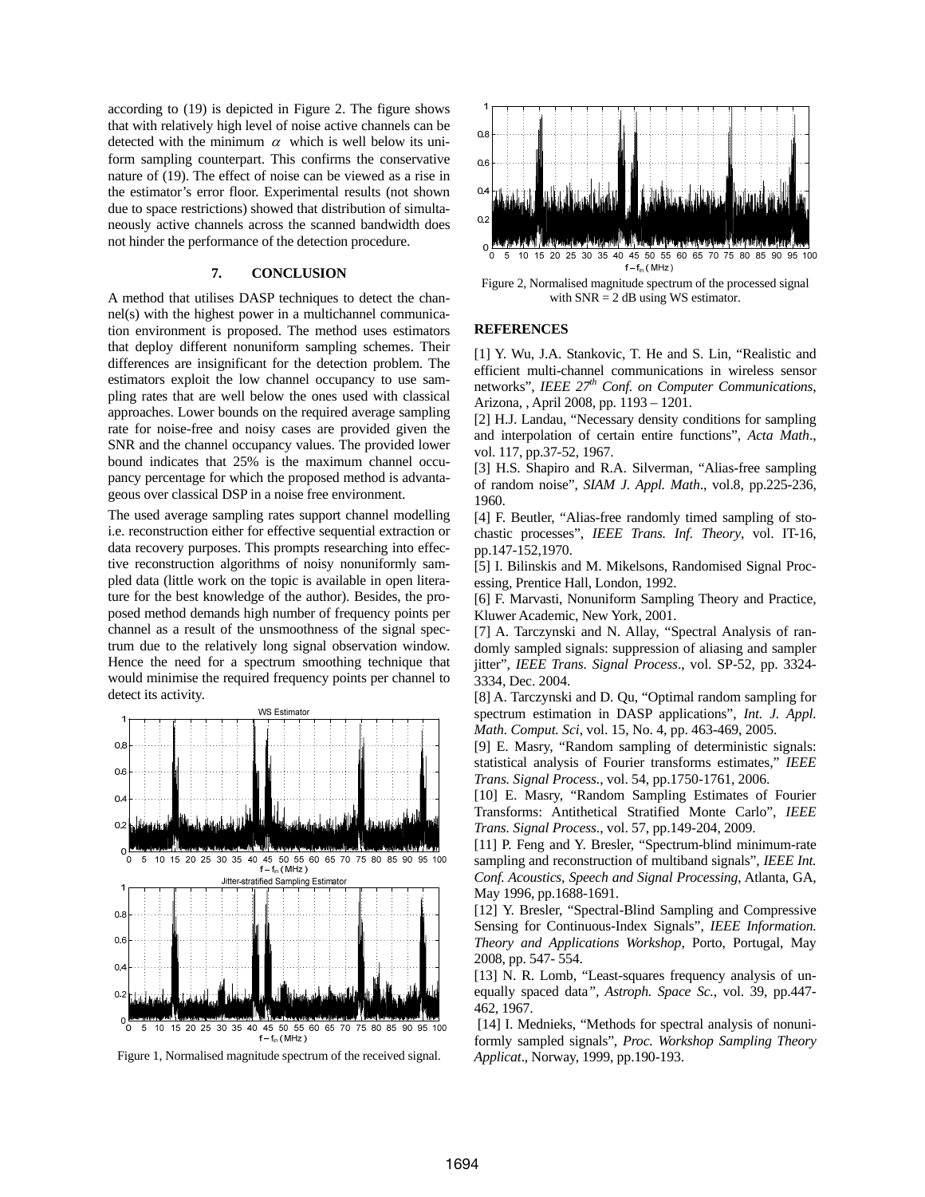according to (19) is depicted in Figure 2. The figure shows that with relatively high level of noise active channels can be detected with the minimum $\alpha$ which is well below its uniform sampling counterpart. This confirms the conservative nature of (19). The effect of noise can be viewed as a rise in the estimator's error floor. Experimental results (not shown due to space restrictions) showed that distribution of simultaneously active channels across the scanned bandwidth does not hinder the performance of the detection procedure.

## 7. CONCLUSION

A method that utilises DASP techniques to detect the channel(s) with the highest power in a multichannel communication environment is proposed. The method uses estimators that deploy different nonuniform sampling schemes. Their differences are insignificant for the detection problem. The estimators exploit the low channel occupancy to use sampling rates that are well below the ones used with classical approaches. Lower bounds on the required average sampling rate for noise-free and noisy cases are provided given the SNR and the channel occupancy values. The provided lower bound indicates that 25% is the maximum channel occupancy percentage for which the proposed method is advantageous over classical DSP in a noise free environment.

The used average sampling rates support channel modelling i.e. reconstruction either for effective sequential extraction or data recovery purposes. This prompts researching into effective reconstruction algorithms of noisy nonuniformly sampled data (little work on the topic is available in open literature for the best knowledge of the author). Besides, the proposed method demands high number of frequency points per channel as a result of the unsmoothness of the signal spectrum due to the relatively long signal observation window. Hence the need for a spectrum smoothing technique that would minimise the required frequency points per channel to detect its activity.

WS Estimator

Jitter-stratified Sampling Estimator

$f - f_{in}$ ( MHz )

Figure 1, Normalised magnitude spectrum of the received signal.

$f - f_{in}$ ( MHz )

Figure 2, Normalised magnitude spectrum of the processed signal with SNR = 2 dB using WS estimator.

## REFERENCES

[1] Y. Wu, J.A. Stankovic, T. He and S. Lin, "Realistic and efficient multi-channel communications in wireless sensor networks", *IEEE 27th Conf. on Computer Communications*, Arizona, , April 2008, pp. 1193 – 1201.

[2] H.J. Landau, "Necessary density conditions for sampling and interpolation of certain entire functions", *Acta Math*., vol. 117, pp.37-52, 1967.

[3] H.S. Shapiro and R.A. Silverman, "Alias-free sampling of random noise", *SIAM J. Appl. Math*., vol.8, pp.225-236, 1960.

[4] F. Beutler, "Alias-free randomly timed sampling of stochastic processes", *IEEE Trans. Inf. Theory*, vol. IT-16, pp.147-152,1970.

[5] I. Bilinskis and M. Mikelsons, Randomised Signal Processing, Prentice Hall, London, 1992.

[6] F. Marvasti, Nonuniform Sampling Theory and Practice, Kluwer Academic, New York, 2001.

[7] A. Tarczynski and N. Allay, "Spectral Analysis of randomly sampled signals: suppression of aliasing and sampler jitter", *IEEE Trans. Signal Process*., vol. SP-52, pp. 3324-3334, Dec. 2004.

[8] A. Tarczynski and D. Qu, "Optimal random sampling for spectrum estimation in DASP applications", *Int. J. Appl. Math. Comput. Sci*, vol. 15, No. 4, pp. 463-469, 2005.

[9] E. Masry, "Random sampling of deterministic signals: statistical analysis of Fourier transforms estimates," *IEEE Trans. Signal Process.*, vol. 54, pp.1750-1761, 2006.

[10] E. Masry, "Random Sampling Estimates of Fourier Transforms: Antithetical Stratified Monte Carlo", *IEEE Trans. Signal Process.*, vol. 57, pp.149-204, 2009.

[11] P. Feng and Y. Bresler, "Spectrum-blind minimum-rate sampling and reconstruction of multiband signals", *IEEE Int. Conf. Acoustics, Speech and Signal Processing*, Atlanta, GA, May 1996, pp.1688-1691.

[12] Y. Bresler, "Spectral-Blind Sampling and Compressive Sensing for Continuous-Index Signals", *IEEE Information. Theory and Applications Workshop*, Porto, Portugal, May 2008, pp. 547- 554.

[13] N. R. Lomb, "Least-squares frequency analysis of unequally spaced data", *Astroph. Space Sc.*, vol. 39, pp.447-462, 1967.

[14] I. Mednieks, "Methods for spectral analysis of nonuniformly sampled signals", *Proc. Workshop Sampling Theory Applicat*., Norway, 1999, pp.190-193.